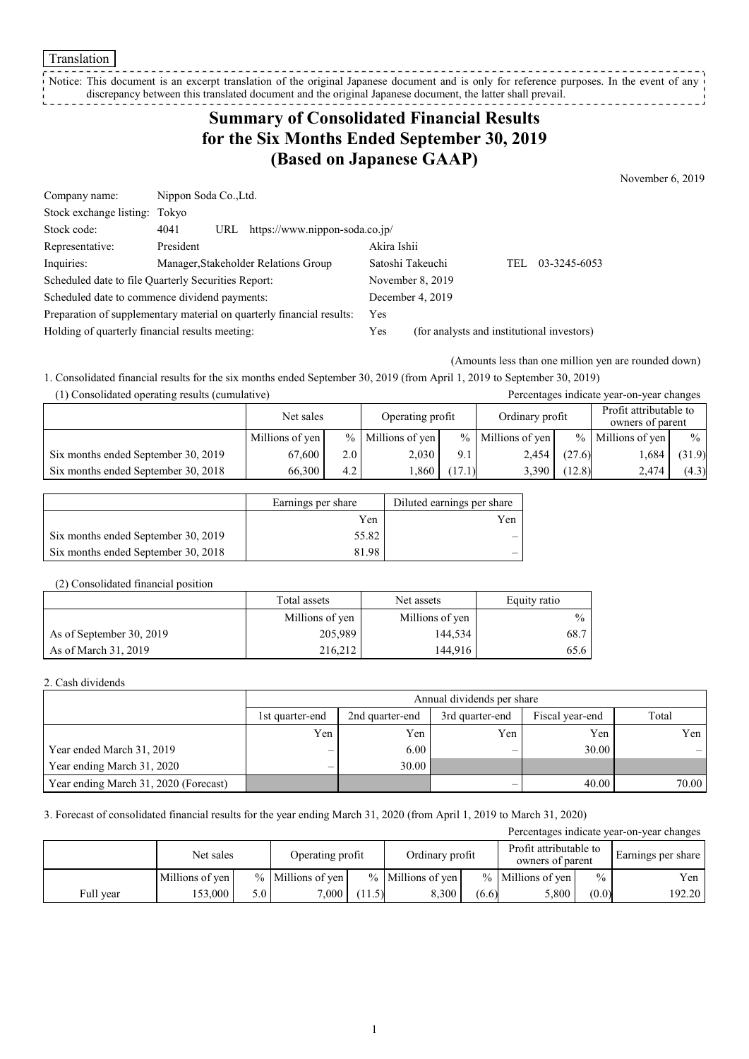Translation

Notice: This document is an excerpt translation of the original Japanese document and is only for reference purposes. In the event of any discrepancy between this translated document and the original Japanese document, the latter shall prevail.

# Summary of Consolidated Financial Results for the Six Months Ended September 30, 2019 (Based on Japanese GAAP)

November 6, 2019

| | | |
|---|---|---|
| Company name: | Nippon Soda Co.,Ltd. | |
| Stock exchange listing: | Tokyo | |
| Stock code: | 4041 URL https://www.nippon-soda.co.jp/ | |
| Representative: | President | Akira Ishii |
| Inquiries: | Manager,Stakeholder Relations Group | Satoshi Takeuchi TEL 03-3245-6053 |

Scheduled date to file Quarterly Securities Report: November 8, 2019
Scheduled date to commence dividend payments: December 4, 2019
Preparation of supplementary material on quarterly financial results: Yes
Holding of quarterly financial results meeting: Yes (for analysts and institutional investors)

(Amounts less than one million yen are rounded down)

1. Consolidated financial results for the six months ended September 30, 2019 (from April 1, 2019 to September 30, 2019)

(1) Consolidated operating results (cumulative)

Percentages indicate year-on-year changes

| | Net sales | | Operating profit | | Ordinary profit | | Profit attributable to owners of parent | |
|---|---|---|---|---|---|---|---|---|
| | Millions of yen | % | Millions of yen | % | Millions of yen | % | Millions of yen | % |
| Six months ended September 30, 2019 | 67,600 | 2.0 | 2,030 | 9.1 | 2,454 | (27.6) | 1,684 | (31.9) |
| Six months ended September 30, 2018 | 66,300 | 4.2 | 1,860 | (17.1) | 3,390 | (12.8) | 2,474 | (4.3) |

| | Earnings per share | Diluted earnings per share |
|---|---|---|
| | Yen | Yen |
| Six months ended September 30, 2019 | 55.82 | – |
| Six months ended September 30, 2018 | 81.98 | – |

(2) Consolidated financial position

| | Total assets | Net assets | Equity ratio |
|---|---|---|---|
| | Millions of yen | Millions of yen | % |
| As of September 30, 2019 | 205,989 | 144,534 | 68.7 |
| As of March 31, 2019 | 216,212 | 144,916 | 65.6 |

2. Cash dividends

| | Annual dividends per share | | | | |
|---|---|---|---|---|---|
| | 1st quarter-end | 2nd quarter-end | 3rd quarter-end | Fiscal year-end | Total |
| | Yen | Yen | Yen | Yen | Yen |
| Year ended March 31, 2019 | – | 6.00 | – | 30.00 | – |
| Year ending March 31, 2020 | – | 30.00 | | | |
| Year ending March 31, 2020 (Forecast) | | | – | 40.00 | 70.00 |

3. Forecast of consolidated financial results for the year ending March 31, 2020 (from April 1, 2019 to March 31, 2020)

Percentages indicate year-on-year changes

| | Net sales | | Operating profit | | Ordinary profit | | Profit attributable to owners of parent | | Earnings per share |
|---|---|---|---|---|---|---|---|---|---|
| | Millions of yen | % | Millions of yen | % | Millions of yen | % | Millions of yen | % | Yen |
| Full year | 153,000 | 5.0 | 7,000 | (11.5) | 8,300 | (6.6) | 5,800 | (0.0) | 192.20 |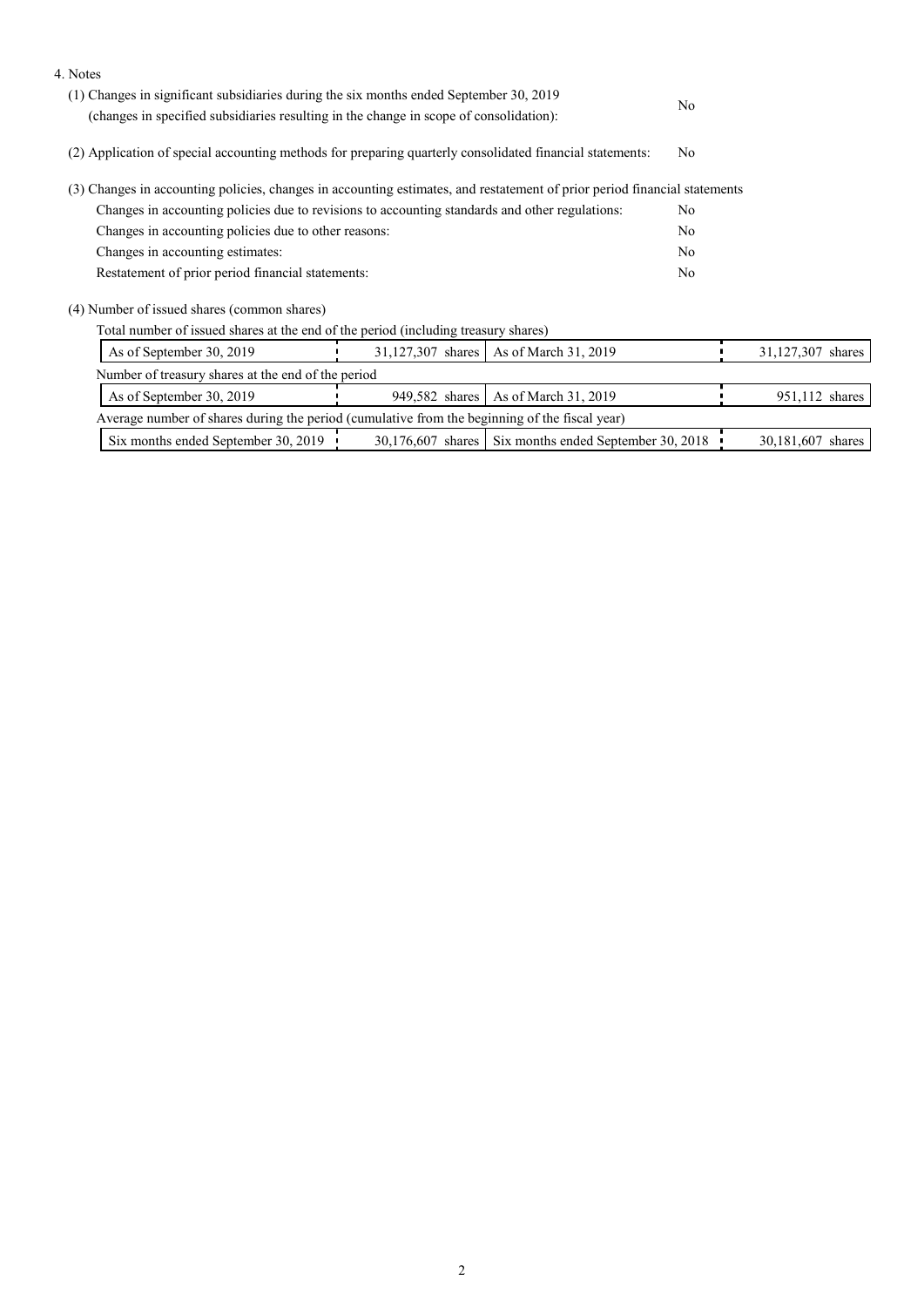4. Notes

(1) Changes in significant subsidiaries during the six months ended September 30, 2019 (changes in specified subsidiaries resulting in the change in scope of consolidation): No

(2) Application of special accounting methods for preparing quarterly consolidated financial statements: No

(3) Changes in accounting policies, changes in accounting estimates, and restatement of prior period financial statements

| | |
|---|---|
| Changes in accounting policies due to revisions to accounting standards and other regulations: | No |
| Changes in accounting policies due to other reasons: | No |
| Changes in accounting estimates: | No |
| Restatement of prior period financial statements: | No |

(4) Number of issued shares (common shares)

Total number of issued shares at the end of the period (including treasury shares)

| | | | |
|---|---|---|---|
| As of September 30, 2019 | 31,127,307 shares | As of March 31, 2019 | 31,127,307 shares |

Number of treasury shares at the end of the period

| | | | |
|---|---|---|---|
| As of September 30, 2019 | 949,582 shares | As of March 31, 2019 | 951,112 shares |

Average number of shares during the period (cumulative from the beginning of the fiscal year)

| | | | |
|---|---|---|---|
| Six months ended September 30, 2019 | 30,176,607 shares | Six months ended September 30, 2018 | 30,181,607 shares |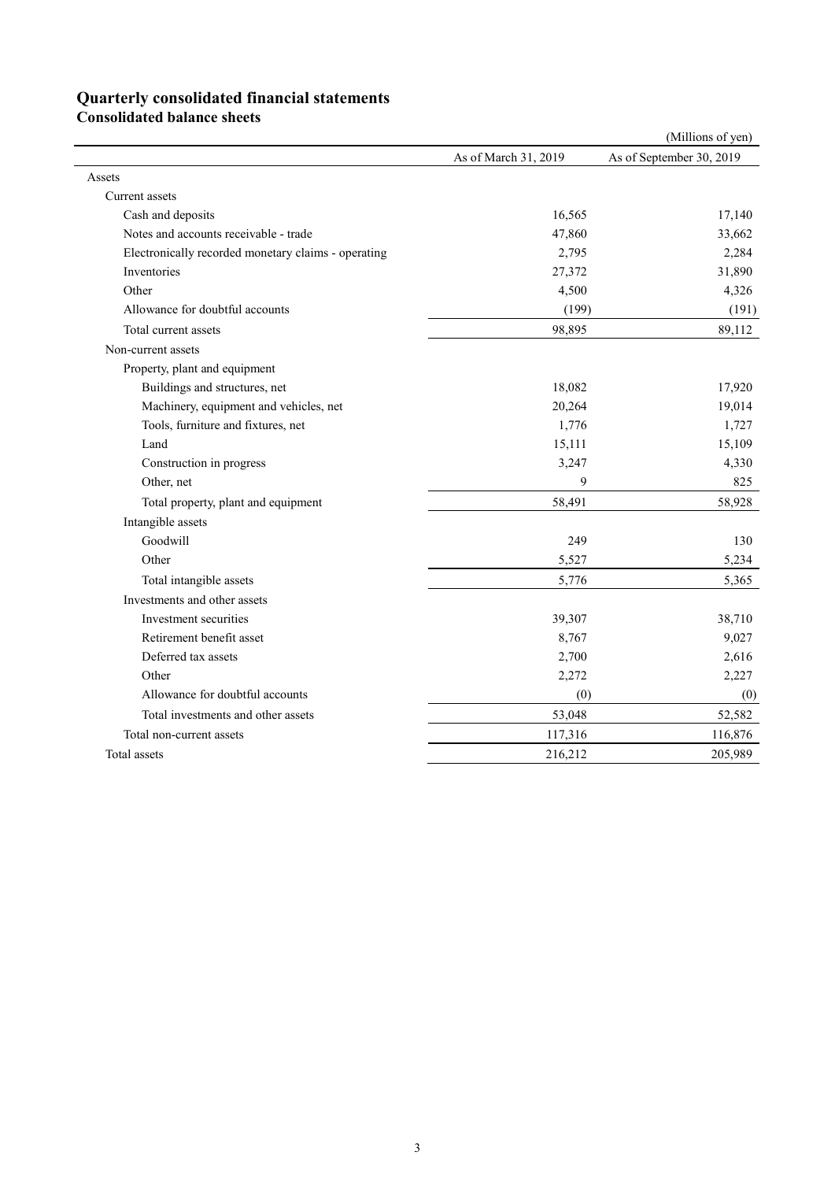# Quarterly consolidated financial statements

## Consolidated balance sheets

(Millions of yen)

| | As of March 31, 2019 | As of September 30, 2019 |
|---|---|---|
| Assets | | |
| Current assets | | |
| Cash and deposits | 16,565 | 17,140 |
| Notes and accounts receivable - trade | 47,860 | 33,662 |
| Electronically recorded monetary claims - operating | 2,795 | 2,284 |
| Inventories | 27,372 | 31,890 |
| Other | 4,500 | 4,326 |
| Allowance for doubtful accounts | (199) | (191) |
| Total current assets | 98,895 | 89,112 |
| Non-current assets | | |
| Property, plant and equipment | | |
| Buildings and structures, net | 18,082 | 17,920 |
| Machinery, equipment and vehicles, net | 20,264 | 19,014 |
| Tools, furniture and fixtures, net | 1,776 | 1,727 |
| Land | 15,111 | 15,109 |
| Construction in progress | 3,247 | 4,330 |
| Other, net | 9 | 825 |
| Total property, plant and equipment | 58,491 | 58,928 |
| Intangible assets | | |
| Goodwill | 249 | 130 |
| Other | 5,527 | 5,234 |
| Total intangible assets | 5,776 | 5,365 |
| Investments and other assets | | |
| Investment securities | 39,307 | 38,710 |
| Retirement benefit asset | 8,767 | 9,027 |
| Deferred tax assets | 2,700 | 2,616 |
| Other | 2,272 | 2,227 |
| Allowance for doubtful accounts | (0) | (0) |
| Total investments and other assets | 53,048 | 52,582 |
| Total non-current assets | 117,316 | 116,876 |
| Total assets | 216,212 | 205,989 |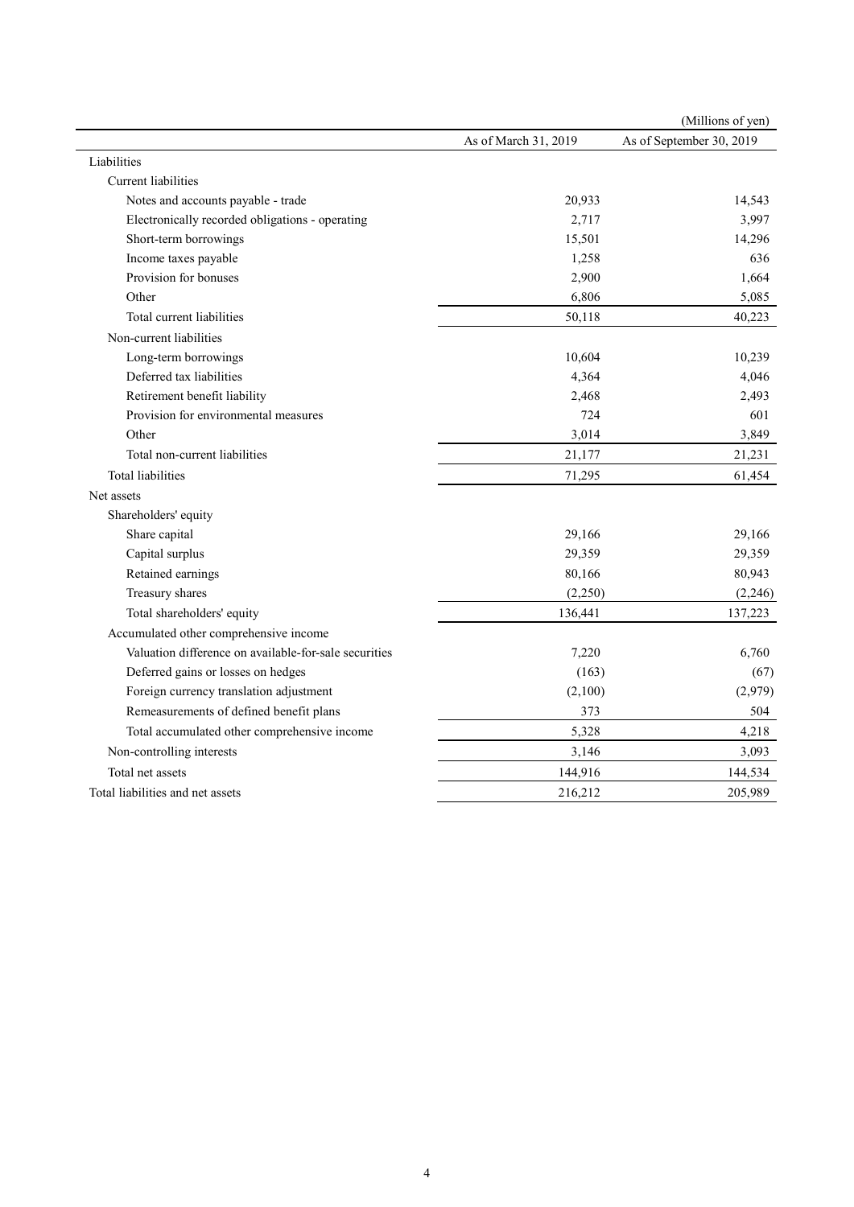(Millions of yen)

| | As of March 31, 2019 | As of September 30, 2019 |
|---|---|---|
| Liabilities | | |
| Current liabilities | | |
| Notes and accounts payable - trade | 20,933 | 14,543 |
| Electronically recorded obligations - operating | 2,717 | 3,997 |
| Short-term borrowings | 15,501 | 14,296 |
| Income taxes payable | 1,258 | 636 |
| Provision for bonuses | 2,900 | 1,664 |
| Other | 6,806 | 5,085 |
| Total current liabilities | 50,118 | 40,223 |
| Non-current liabilities | | |
| Long-term borrowings | 10,604 | 10,239 |
| Deferred tax liabilities | 4,364 | 4,046 |
| Retirement benefit liability | 2,468 | 2,493 |
| Provision for environmental measures | 724 | 601 |
| Other | 3,014 | 3,849 |
| Total non-current liabilities | 21,177 | 21,231 |
| Total liabilities | 71,295 | 61,454 |
| Net assets | | |
| Shareholders' equity | | |
| Share capital | 29,166 | 29,166 |
| Capital surplus | 29,359 | 29,359 |
| Retained earnings | 80,166 | 80,943 |
| Treasury shares | (2,250) | (2,246) |
| Total shareholders' equity | 136,441 | 137,223 |
| Accumulated other comprehensive income | | |
| Valuation difference on available-for-sale securities | 7,220 | 6,760 |
| Deferred gains or losses on hedges | (163) | (67) |
| Foreign currency translation adjustment | (2,100) | (2,979) |
| Remeasurements of defined benefit plans | 373 | 504 |
| Total accumulated other comprehensive income | 5,328 | 4,218 |
| Non-controlling interests | 3,146 | 3,093 |
| Total net assets | 144,916 | 144,534 |
| Total liabilities and net assets | 216,212 | 205,989 |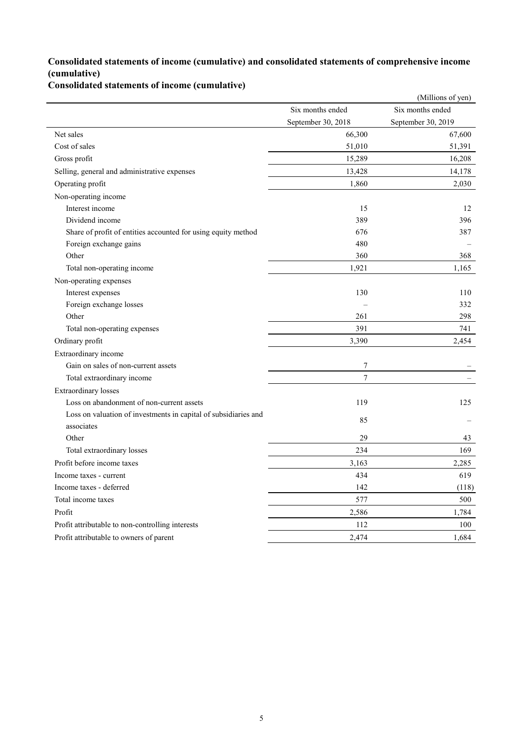## Consolidated statements of income (cumulative) and consolidated statements of comprehensive income (cumulative)

### Consolidated statements of income (cumulative)

(Millions of yen)

| | Six months ended September 30, 2018 | Six months ended September 30, 2019 |
|---|---|---|
| Net sales | 66,300 | 67,600 |
| Cost of sales | 51,010 | 51,391 |
| Gross profit | 15,289 | 16,208 |
| Selling, general and administrative expenses | 13,428 | 14,178 |
| Operating profit | 1,860 | 2,030 |
| Non-operating income | | |
| Interest income | 15 | 12 |
| Dividend income | 389 | 396 |
| Share of profit of entities accounted for using equity method | 676 | 387 |
| Foreign exchange gains | 480 | – |
| Other | 360 | 368 |
| Total non-operating income | 1,921 | 1,165 |
| Non-operating expenses | | |
| Interest expenses | 130 | 110 |
| Foreign exchange losses | – | 332 |
| Other | 261 | 298 |
| Total non-operating expenses | 391 | 741 |
| Ordinary profit | 3,390 | 2,454 |
| Extraordinary income | | |
| Gain on sales of non-current assets | 7 | – |
| Total extraordinary income | 7 | – |
| Extraordinary losses | | |
| Loss on abandonment of non-current assets | 119 | 125 |
| Loss on valuation of investments in capital of subsidiaries and associates | 85 | – |
| Other | 29 | 43 |
| Total extraordinary losses | 234 | 169 |
| Profit before income taxes | 3,163 | 2,285 |
| Income taxes - current | 434 | 619 |
| Income taxes - deferred | 142 | (118) |
| Total income taxes | 577 | 500 |
| Profit | 2,586 | 1,784 |
| Profit attributable to non-controlling interests | 112 | 100 |
| Profit attributable to owners of parent | 2,474 | 1,684 |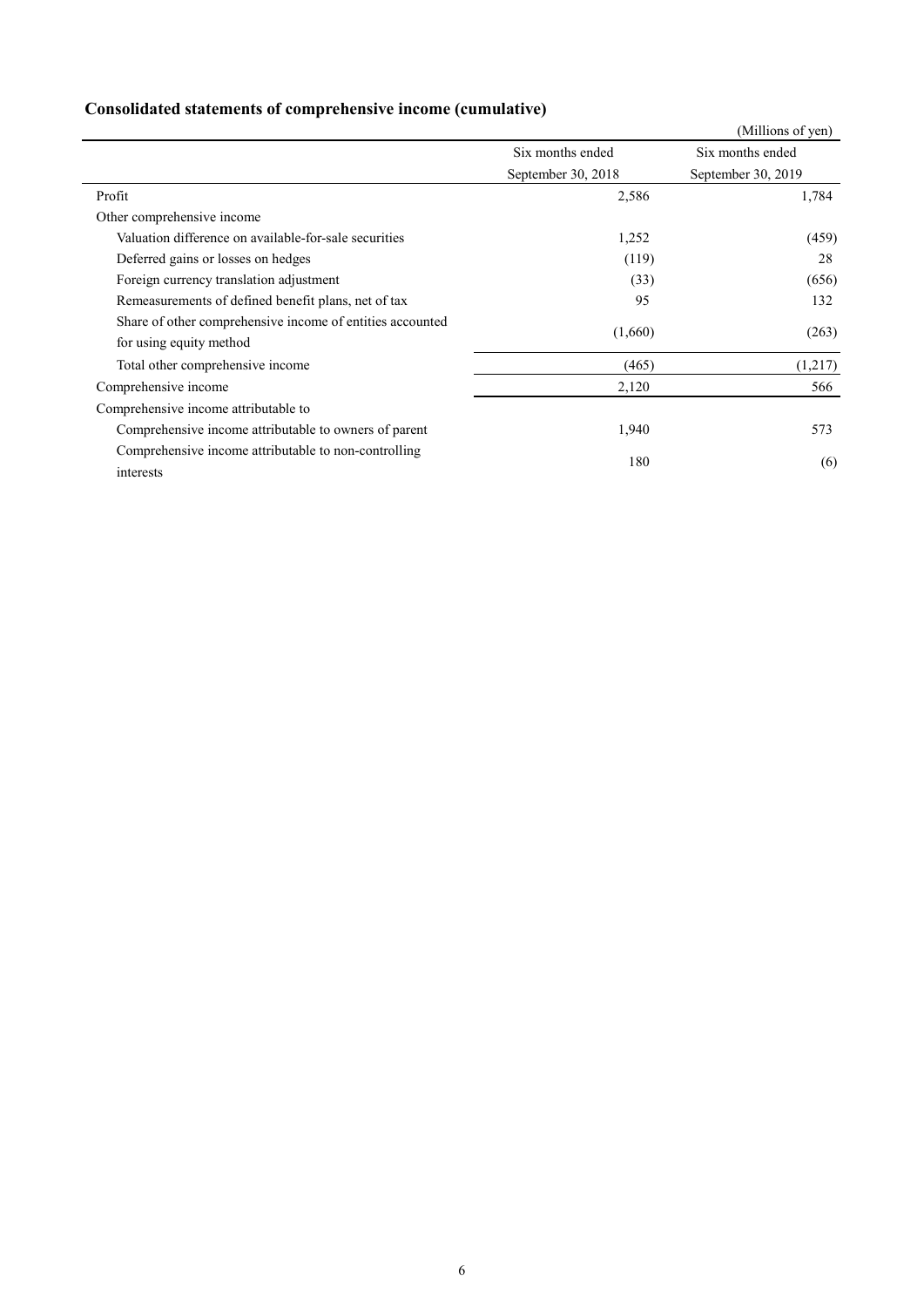## Consolidated statements of comprehensive income (cumulative)

(Millions of yen)

| | Six months ended September 30, 2018 | Six months ended September 30, 2019 |
|---|---|---|
| Profit | 2,586 | 1,784 |
| Other comprehensive income | | |
| Valuation difference on available-for-sale securities | 1,252 | (459) |
| Deferred gains or losses on hedges | (119) | 28 |
| Foreign currency translation adjustment | (33) | (656) |
| Remeasurements of defined benefit plans, net of tax | 95 | 132 |
| Share of other comprehensive income of entities accounted for using equity method | (1,660) | (263) |
| Total other comprehensive income | (465) | (1,217) |
| Comprehensive income | 2,120 | 566 |
| Comprehensive income attributable to | | |
| Comprehensive income attributable to owners of parent | 1,940 | 573 |
| Comprehensive income attributable to non-controlling interests | 180 | (6) |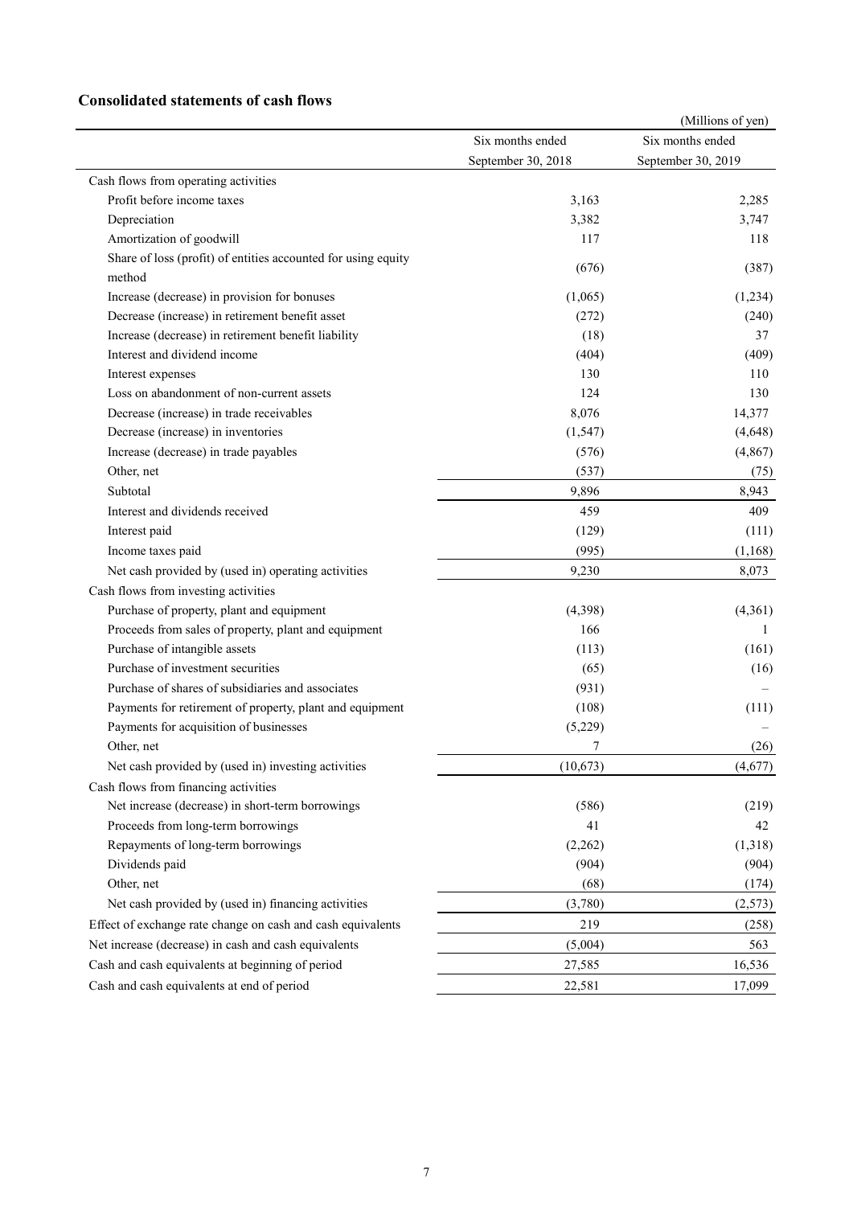## Consolidated statements of cash flows

(Millions of yen)

| | Six months ended September 30, 2018 | Six months ended September 30, 2019 |
|---|---|---|
| Cash flows from operating activities | | |
| Profit before income taxes | 3,163 | 2,285 |
| Depreciation | 3,382 | 3,747 |
| Amortization of goodwill | 117 | 118 |
| Share of loss (profit) of entities accounted for using equity method | (676) | (387) |
| Increase (decrease) in provision for bonuses | (1,065) | (1,234) |
| Decrease (increase) in retirement benefit asset | (272) | (240) |
| Increase (decrease) in retirement benefit liability | (18) | 37 |
| Interest and dividend income | (404) | (409) |
| Interest expenses | 130 | 110 |
| Loss on abandonment of non-current assets | 124 | 130 |
| Decrease (increase) in trade receivables | 8,076 | 14,377 |
| Decrease (increase) in inventories | (1,547) | (4,648) |
| Increase (decrease) in trade payables | (576) | (4,867) |
| Other, net | (537) | (75) |
| Subtotal | 9,896 | 8,943 |
| Interest and dividends received | 459 | 409 |
| Interest paid | (129) | (111) |
| Income taxes paid | (995) | (1,168) |
| Net cash provided by (used in) operating activities | 9,230 | 8,073 |
| Cash flows from investing activities | | |
| Purchase of property, plant and equipment | (4,398) | (4,361) |
| Proceeds from sales of property, plant and equipment | 166 | 1 |
| Purchase of intangible assets | (113) | (161) |
| Purchase of investment securities | (65) | (16) |
| Purchase of shares of subsidiaries and associates | (931) | – |
| Payments for retirement of property, plant and equipment | (108) | (111) |
| Payments for acquisition of businesses | (5,229) | – |
| Other, net | 7 | (26) |
| Net cash provided by (used in) investing activities | (10,673) | (4,677) |
| Cash flows from financing activities | | |
| Net increase (decrease) in short-term borrowings | (586) | (219) |
| Proceeds from long-term borrowings | 41 | 42 |
| Repayments of long-term borrowings | (2,262) | (1,318) |
| Dividends paid | (904) | (904) |
| Other, net | (68) | (174) |
| Net cash provided by (used in) financing activities | (3,780) | (2,573) |
| Effect of exchange rate change on cash and cash equivalents | 219 | (258) |
| Net increase (decrease) in cash and cash equivalents | (5,004) | 563 |
| Cash and cash equivalents at beginning of period | 27,585 | 16,536 |
| Cash and cash equivalents at end of period | 22,581 | 17,099 |